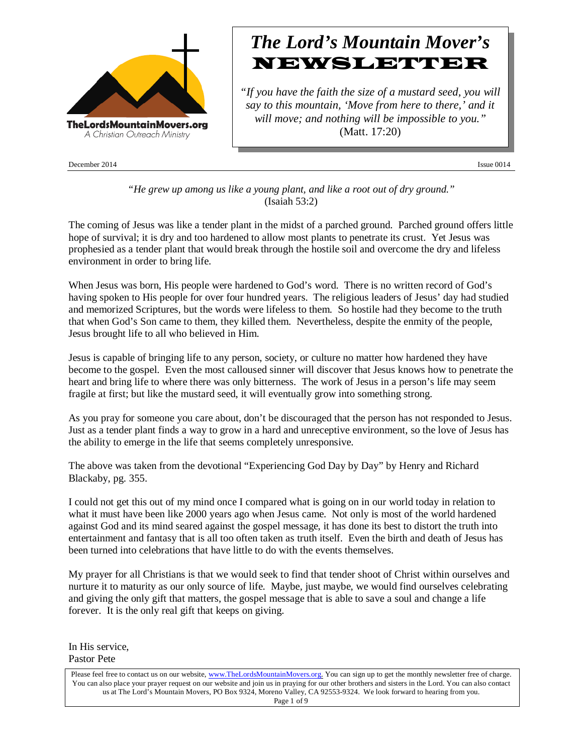TheLordsMountainMovers.org
A Christian Outreach Ministry

# *The Lord's Mountain Mover's* NEWSLETTER

*"If you have the faith the size of a mustard seed, you will say to this mountain, 'Move from here to there,' and it will move; and nothing will be impossible to you."*
(Matt. 17:20)

December 2014 Issue 0014

*"He grew up among us like a young plant, and like a root out of dry ground."*
(Isaiah 53:2)

The coming of Jesus was like a tender plant in the midst of a parched ground. Parched ground offers little hope of survival; it is dry and too hardened to allow most plants to penetrate its crust. Yet Jesus was prophesied as a tender plant that would break through the hostile soil and overcome the dry and lifeless environment in order to bring life.

When Jesus was born, His people were hardened to God's word. There is no written record of God's having spoken to His people for over four hundred years. The religious leaders of Jesus' day had studied and memorized Scriptures, but the words were lifeless to them. So hostile had they become to the truth that when God's Son came to them, they killed them. Nevertheless, despite the enmity of the people, Jesus brought life to all who believed in Him.

Jesus is capable of bringing life to any person, society, or culture no matter how hardened they have become to the gospel. Even the most calloused sinner will discover that Jesus knows how to penetrate the heart and bring life to where there was only bitterness. The work of Jesus in a person's life may seem fragile at first; but like the mustard seed, it will eventually grow into something strong.

As you pray for someone you care about, don't be discouraged that the person has not responded to Jesus. Just as a tender plant finds a way to grow in a hard and unreceptive environment, so the love of Jesus has the ability to emerge in the life that seems completely unresponsive.

The above was taken from the devotional "Experiencing God Day by Day" by Henry and Richard Blackaby, pg. 355.

I could not get this out of my mind once I compared what is going on in our world today in relation to what it must have been like 2000 years ago when Jesus came. Not only is most of the world hardened against God and its mind seared against the gospel message, it has done its best to distort the truth into entertainment and fantasy that is all too often taken as truth itself. Even the birth and death of Jesus has been turned into celebrations that have little to do with the events themselves.

My prayer for all Christians is that we would seek to find that tender shoot of Christ within ourselves and nurture it to maturity as our only source of life. Maybe, just maybe, we would find ourselves celebrating and giving the only gift that matters, the gospel message that is able to save a soul and change a life forever. It is the only real gift that keeps on giving.

In His service,
Pastor Pete

Please feel free to contact us on our website, www.TheLordsMountainMovers.org. You can sign up to get the monthly newsletter free of charge. You can also place your prayer request on our website and join us in praying for our other brothers and sisters in the Lord. You can also contact us at The Lord's Mountain Movers, PO Box 9324, Moreno Valley, CA 92553-9324. We look forward to hearing from you.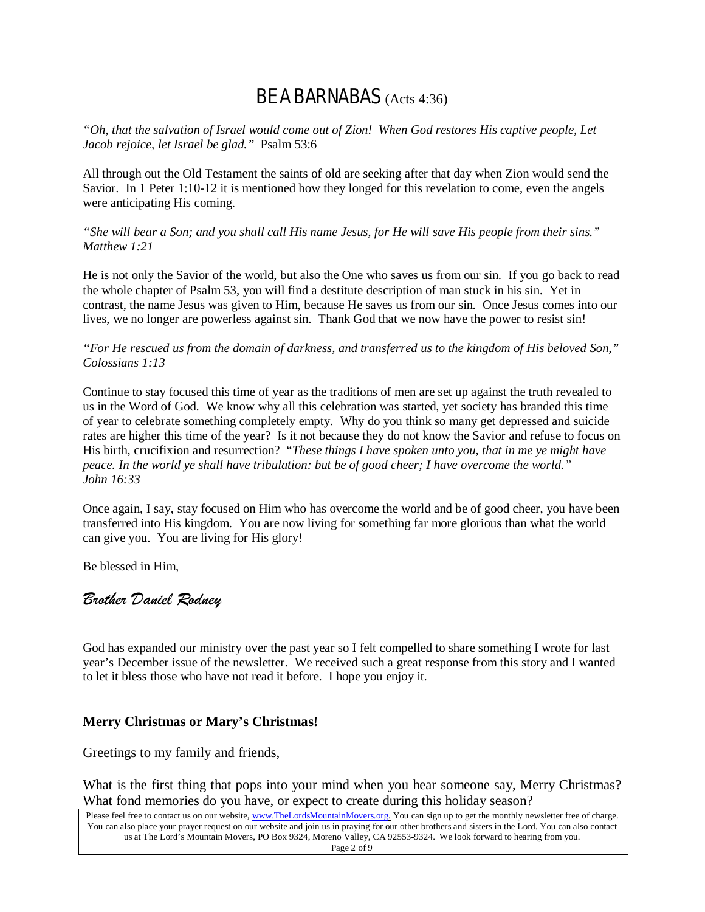# BE A BARNABAS (Acts 4:36)

*"Oh, that the salvation of Israel would come out of Zion! When God restores His captive people, Let Jacob rejoice, let Israel be glad."* Psalm 53:6

All through out the Old Testament the saints of old are seeking after that day when Zion would send the Savior. In 1 Peter 1:10-12 it is mentioned how they longed for this revelation to come, even the angels were anticipating His coming.

*"She will bear a Son; and you shall call His name Jesus, for He will save His people from their sins." Matthew 1:21*

He is not only the Savior of the world, but also the One who saves us from our sin. If you go back to read the whole chapter of Psalm 53, you will find a destitute description of man stuck in his sin. Yet in contrast, the name Jesus was given to Him, because He saves us from our sin. Once Jesus comes into our lives, we no longer are powerless against sin. Thank God that we now have the power to resist sin!

*"For He rescued us from the domain of darkness, and transferred us to the kingdom of His beloved Son," Colossians 1:13*

Continue to stay focused this time of year as the traditions of men are set up against the truth revealed to us in the Word of God. We know why all this celebration was started, yet society has branded this time of year to celebrate something completely empty. Why do you think so many get depressed and suicide rates are higher this time of the year? Is it not because they do not know the Savior and refuse to focus on His birth, crucifixion and resurrection? *"These things I have spoken unto you, that in me ye might have peace. In the world ye shall have tribulation: but be of good cheer; I have overcome the world." John 16:33*

Once again, I say, stay focused on Him who has overcome the world and be of good cheer, you have been transferred into His kingdom. You are now living for something far more glorious than what the world can give you. You are living for His glory!

Be blessed in Him,

*Brother Daniel Rodney*

God has expanded our ministry over the past year so I felt compelled to share something I wrote for last year's December issue of the newsletter. We received such a great response from this story and I wanted to let it bless those who have not read it before. I hope you enjoy it.

**Merry Christmas or Mary's Christmas!**

Greetings to my family and friends,

What is the first thing that pops into your mind when you hear someone say, Merry Christmas? What fond memories do you have, or expect to create during this holiday season?

Please feel free to contact us on our website, www.TheLordsMountainMovers.org. You can sign up to get the monthly newsletter free of charge. You can also place your prayer request on our website and join us in praying for our other brothers and sisters in the Lord. You can also contact us at The Lord's Mountain Movers, PO Box 9324, Moreno Valley, CA 92553-9324. We look forward to hearing from you.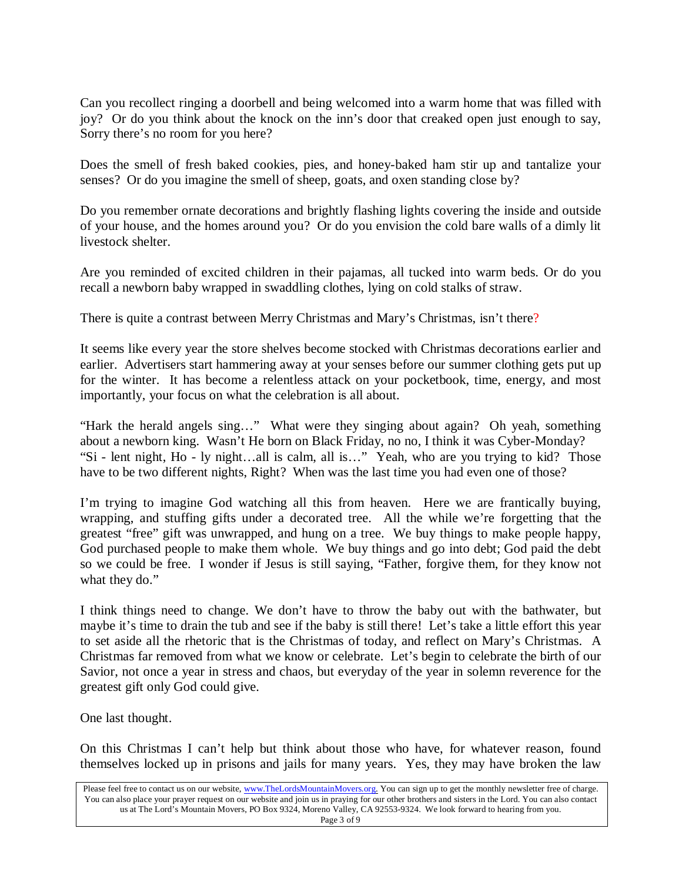Can you recollect ringing a doorbell and being welcomed into a warm home that was filled with joy? Or do you think about the knock on the inn's door that creaked open just enough to say, Sorry there's no room for you here?

Does the smell of fresh baked cookies, pies, and honey-baked ham stir up and tantalize your senses? Or do you imagine the smell of sheep, goats, and oxen standing close by?

Do you remember ornate decorations and brightly flashing lights covering the inside and outside of your house, and the homes around you? Or do you envision the cold bare walls of a dimly lit livestock shelter.

Are you reminded of excited children in their pajamas, all tucked into warm beds. Or do you recall a newborn baby wrapped in swaddling clothes, lying on cold stalks of straw.

There is quite a contrast between Merry Christmas and Mary's Christmas, isn't there?

It seems like every year the store shelves become stocked with Christmas decorations earlier and earlier. Advertisers start hammering away at your senses before our summer clothing gets put up for the winter. It has become a relentless attack on your pocketbook, time, energy, and most importantly, your focus on what the celebration is all about.

"Hark the herald angels sing…" What were they singing about again? Oh yeah, something about a newborn king. Wasn't He born on Black Friday, no no, I think it was Cyber-Monday?
"Si - lent night, Ho - ly night…all is calm, all is…" Yeah, who are you trying to kid? Those have to be two different nights, Right? When was the last time you had even one of those?

I'm trying to imagine God watching all this from heaven. Here we are frantically buying, wrapping, and stuffing gifts under a decorated tree. All the while we're forgetting that the greatest "free" gift was unwrapped, and hung on a tree. We buy things to make people happy, God purchased people to make them whole. We buy things and go into debt; God paid the debt so we could be free. I wonder if Jesus is still saying, "Father, forgive them, for they know not what they do."

I think things need to change. We don't have to throw the baby out with the bathwater, but maybe it's time to drain the tub and see if the baby is still there! Let's take a little effort this year to set aside all the rhetoric that is the Christmas of today, and reflect on Mary's Christmas. A Christmas far removed from what we know or celebrate. Let's begin to celebrate the birth of our Savior, not once a year in stress and chaos, but everyday of the year in solemn reverence for the greatest gift only God could give.

One last thought.

On this Christmas I can't help but think about those who have, for whatever reason, found themselves locked up in prisons and jails for many years. Yes, they may have broken the law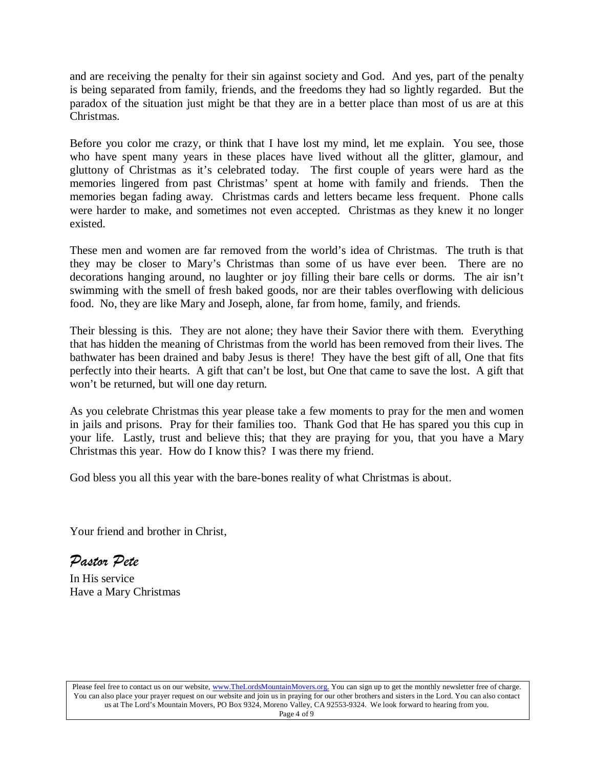and are receiving the penalty for their sin against society and God. And yes, part of the penalty is being separated from family, friends, and the freedoms they had so lightly regarded. But the paradox of the situation just might be that they are in a better place than most of us are at this Christmas.

Before you color me crazy, or think that I have lost my mind, let me explain. You see, those who have spent many years in these places have lived without all the glitter, glamour, and gluttony of Christmas as it's celebrated today. The first couple of years were hard as the memories lingered from past Christmas' spent at home with family and friends. Then the memories began fading away. Christmas cards and letters became less frequent. Phone calls were harder to make, and sometimes not even accepted. Christmas as they knew it no longer existed.

These men and women are far removed from the world's idea of Christmas. The truth is that they may be closer to Mary's Christmas than some of us have ever been. There are no decorations hanging around, no laughter or joy filling their bare cells or dorms. The air isn't swimming with the smell of fresh baked goods, nor are their tables overflowing with delicious food. No, they are like Mary and Joseph, alone, far from home, family, and friends.

Their blessing is this. They are not alone; they have their Savior there with them. Everything that has hidden the meaning of Christmas from the world has been removed from their lives. The bathwater has been drained and baby Jesus is there! They have the best gift of all, One that fits perfectly into their hearts. A gift that can't be lost, but One that came to save the lost. A gift that won't be returned, but will one day return.

As you celebrate Christmas this year please take a few moments to pray for the men and women in jails and prisons. Pray for their families too. Thank God that He has spared you this cup in your life. Lastly, trust and believe this; that they are praying for you, that you have a Mary Christmas this year. How do I know this? I was there my friend.

God bless you all this year with the bare-bones reality of what Christmas is about.

Your friend and brother in Christ,

*Pastor Pete*

In His service
Have a Mary Christmas

Please feel free to contact us on our website, www.TheLordsMountainMovers.org. You can sign up to get the monthly newsletter free of charge. You can also place your prayer request on our website and join us in praying for our other brothers and sisters in the Lord. You can also contact us at The Lord's Mountain Movers, PO Box 9324, Moreno Valley, CA 92553-9324. We look forward to hearing from you.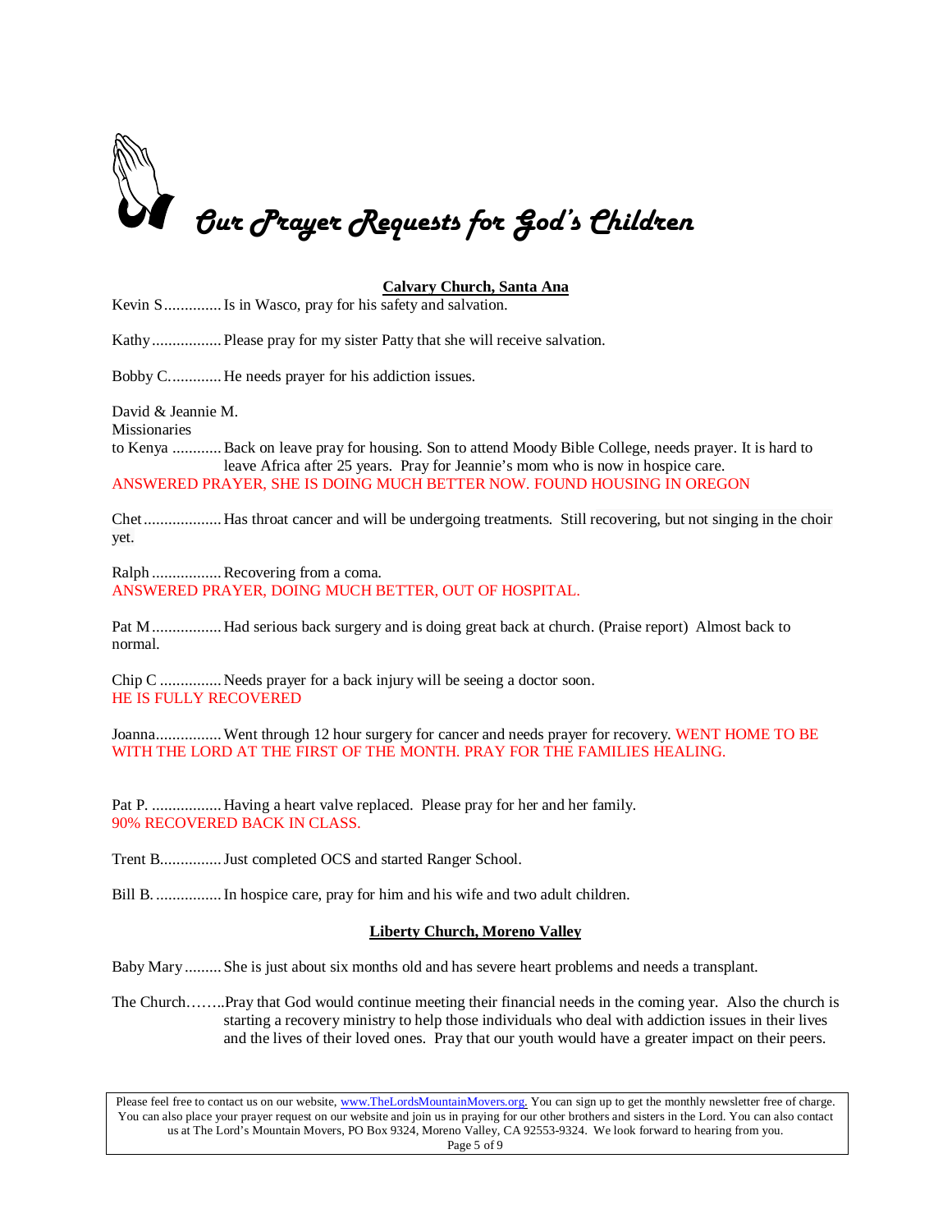# Our Prayer Requests for God's Children

## Calvary Church, Santa Ana

Kevin S.............. Is in Wasco, pray for his safety and salvation.

Kathy................. Please pray for my sister Patty that she will receive salvation.

Bobby C............. He needs prayer for his addiction issues.

David & Jeannie M.
Missionaries
to Kenya ............ Back on leave pray for housing. Son to attend Moody Bible College, needs prayer. It is hard to leave Africa after 25 years. Pray for Jeannie's mom who is now in hospice care.
ANSWERED PRAYER, SHE IS DOING MUCH BETTER NOW. FOUND HOUSING IN OREGON

Chet................... Has throat cancer and will be undergoing treatments. Still recovering, but not singing in the choir yet.

Ralph ................. Recovering from a coma.
ANSWERED PRAYER, DOING MUCH BETTER, OUT OF HOSPITAL.

Pat M................. Had serious back surgery and is doing great back at church. (Praise report) Almost back to normal.

Chip C ............... Needs prayer for a back injury will be seeing a doctor soon.
HE IS FULLY RECOVERED

Joanna................ Went through 12 hour surgery for cancer and needs prayer for recovery. WENT HOME TO BE WITH THE LORD AT THE FIRST OF THE MONTH. PRAY FOR THE FAMILIES HEALING.

Pat P. ................. Having a heart valve replaced. Please pray for her and her family.
90% RECOVERED BACK IN CLASS.

Trent B............... Just completed OCS and started Ranger School.

Bill B. ................ In hospice care, pray for him and his wife and two adult children.

## Liberty Church, Moreno Valley

Baby Mary......... She is just about six months old and has severe heart problems and needs a transplant.

The Church……..Pray that God would continue meeting their financial needs in the coming year. Also the church is starting a recovery ministry to help those individuals who deal with addiction issues in their lives and the lives of their loved ones. Pray that our youth would have a greater impact on their peers.

Please feel free to contact us on our website, www.TheLordsMountainMovers.org. You can sign up to get the monthly newsletter free of charge. You can also place your prayer request on our website and join us in praying for our other brothers and sisters in the Lord. You can also contact us at The Lord's Mountain Movers, PO Box 9324, Moreno Valley, CA 92553-9324. We look forward to hearing from you.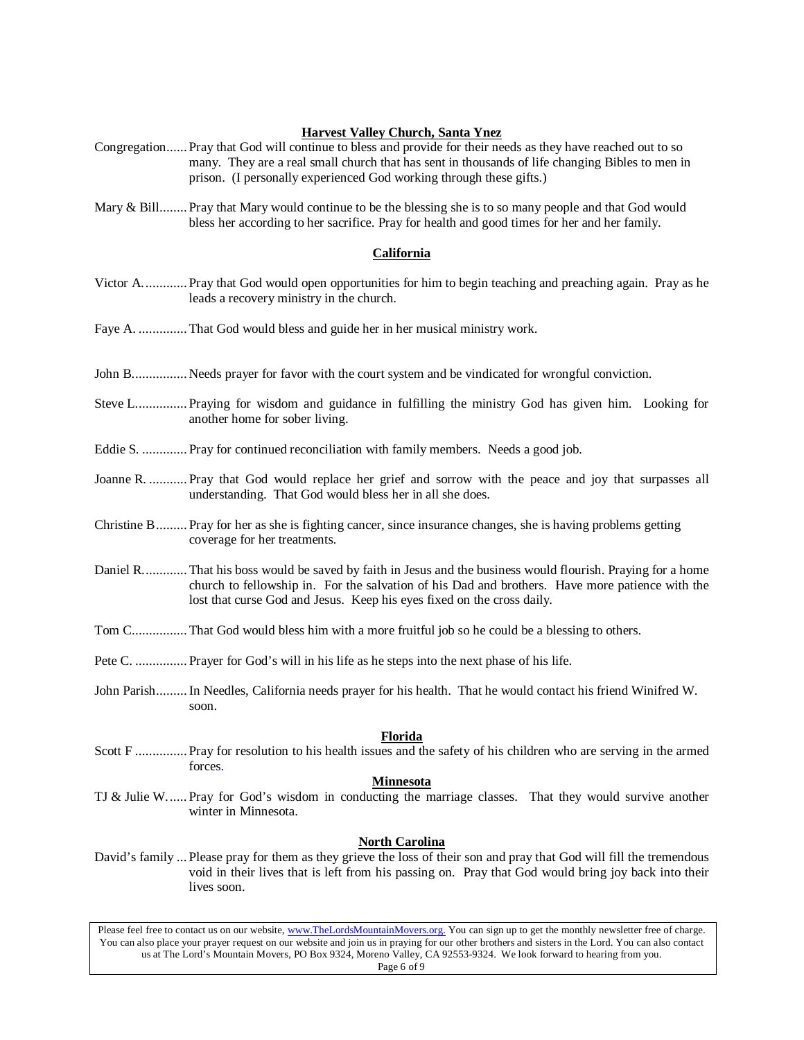## Harvest Valley Church, Santa Ynez

Congregation...... Pray that God will continue to bless and provide for their needs as they have reached out to so many. They are a real small church that has sent in thousands of life changing Bibles to men in prison. (I personally experienced God working through these gifts.)

Mary & Bill........ Pray that Mary would continue to be the blessing she is to so many people and that God would bless her according to her sacrifice. Pray for health and good times for her and her family.

## California

Victor A............. Pray that God would open opportunities for him to begin teaching and preaching again. Pray as he leads a recovery ministry in the church.

Faye A. .............. That God would bless and guide her in her musical ministry work.

John B................ Needs prayer for favor with the court system and be vindicated for wrongful conviction.

Steve L............... Praying for wisdom and guidance in fulfilling the ministry God has given him. Looking for another home for sober living.

Eddie S. ............. Pray for continued reconciliation with family members. Needs a good job.

Joanne R. ........... Pray that God would replace her grief and sorrow with the peace and joy that surpasses all understanding. That God would bless her in all she does.

Christine B......... Pray for her as she is fighting cancer, since insurance changes, she is having problems getting coverage for her treatments.

Daniel R............. That his boss would be saved by faith in Jesus and the business would flourish. Praying for a home church to fellowship in. For the salvation of his Dad and brothers. Have more patience with the lost that curse God and Jesus. Keep his eyes fixed on the cross daily.

Tom C................ That God would bless him with a more fruitful job so he could be a blessing to others.

Pete C. ............... Prayer for God's will in his life as he steps into the next phase of his life.

John Parish......... In Needles, California needs prayer for his health. That he would contact his friend Winifred W. soon.

## Florida

Scott F ............... Pray for resolution to his health issues and the safety of his children who are serving in the armed forces.

## Minnesota

TJ & Julie W....... Pray for God's wisdom in conducting the marriage classes. That they would survive another winter in Minnesota.

## North Carolina

David's family ... Please pray for them as they grieve the loss of their son and pray that God will fill the tremendous void in their lives that is left from his passing on. Pray that God would bring joy back into their lives soon.

Please feel free to contact us on our website, www.TheLordsMountainMovers.org. You can sign up to get the monthly newsletter free of charge. You can also place your prayer request on our website and join us in praying for our other brothers and sisters in the Lord. You can also contact us at The Lord's Mountain Movers, PO Box 9324, Moreno Valley, CA 92553-9324. We look forward to hearing from you.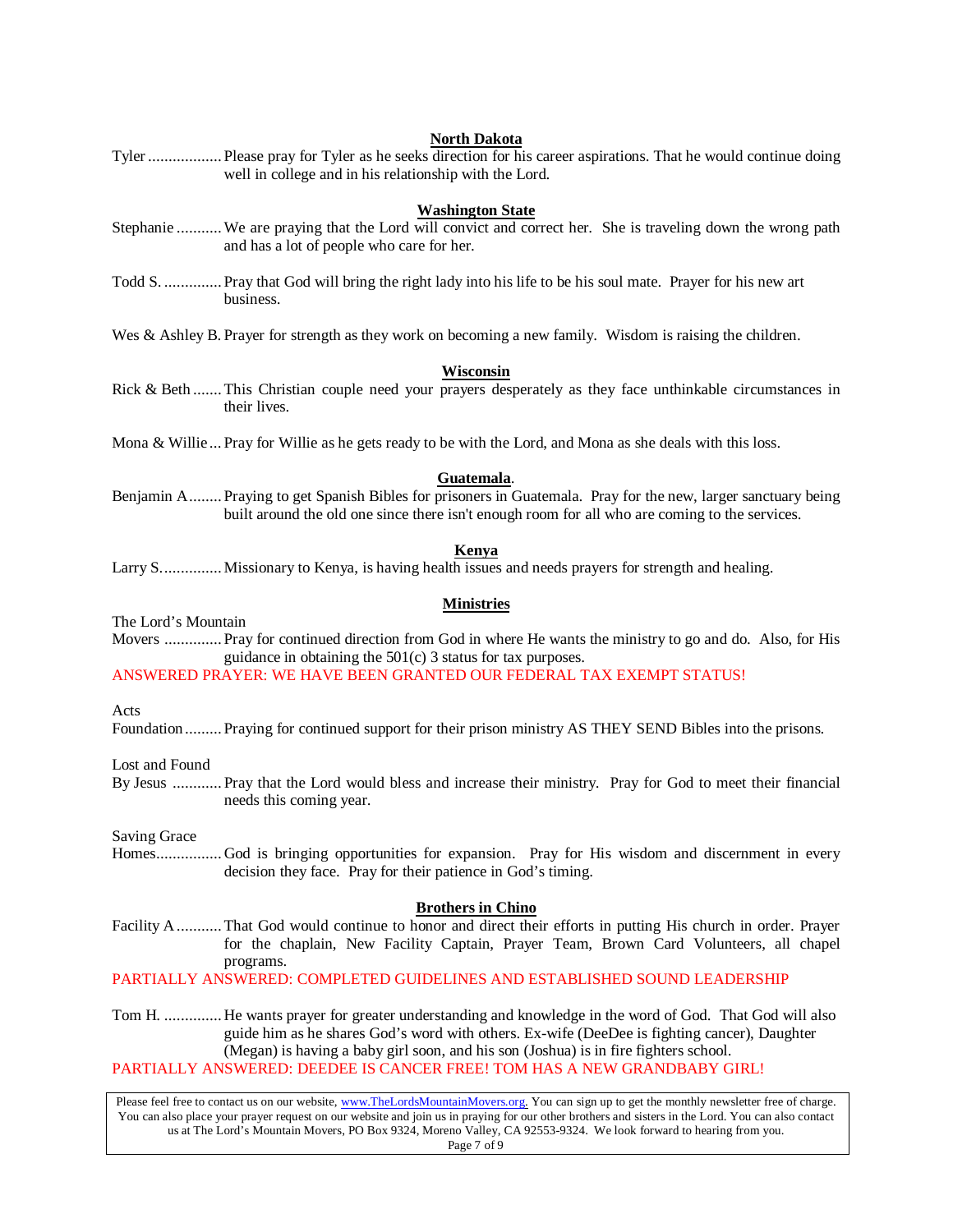## North Dakota

Tyler .................. Please pray for Tyler as he seeks direction for his career aspirations. That he would continue doing well in college and in his relationship with the Lord.

## Washington State

Stephanie ........... We are praying that the Lord will convict and correct her. She is traveling down the wrong path and has a lot of people who care for her.

Todd S. .............. Pray that God will bring the right lady into his life to be his soul mate. Prayer for his new art business.

Wes & Ashley B. Prayer for strength as they work on becoming a new family. Wisdom is raising the children.

## Wisconsin

Rick & Beth ....... This Christian couple need your prayers desperately as they face unthinkable circumstances in their lives.

Mona & Willie ... Pray for Willie as he gets ready to be with the Lord, and Mona as she deals with this loss.

## Guatemala.

Benjamin A ........ Praying to get Spanish Bibles for prisoners in Guatemala. Pray for the new, larger sanctuary being built around the old one since there isn't enough room for all who are coming to the services.

## Kenya

Larry S. .............. Missionary to Kenya, is having health issues and needs prayers for strength and healing.

## Ministries

The Lord's Mountain
Movers .............. Pray for continued direction from God in where He wants the ministry to go and do. Also, for His guidance in obtaining the 501(c) 3 status for tax purposes.

ANSWERED PRAYER: WE HAVE BEEN GRANTED OUR FEDERAL TAX EXEMPT STATUS!

Acts
Foundation ......... Praying for continued support for their prison ministry AS THEY SEND Bibles into the prisons.

Lost and Found
By Jesus ............ Pray that the Lord would bless and increase their ministry. Pray for God to meet their financial needs this coming year.

Saving Grace
Homes................ God is bringing opportunities for expansion. Pray for His wisdom and discernment in every decision they face. Pray for their patience in God's timing.

## Brothers in Chino

Facility A ........... That God would continue to honor and direct their efforts in putting His church in order. Prayer for the chaplain, New Facility Captain, Prayer Team, Brown Card Volunteers, all chapel programs.

PARTIALLY ANSWERED: COMPLETED GUIDELINES AND ESTABLISHED SOUND LEADERSHIP

Tom H. .............. He wants prayer for greater understanding and knowledge in the word of God. That God will also guide him as he shares God's word with others. Ex-wife (DeeDee is fighting cancer), Daughter (Megan) is having a baby girl soon, and his son (Joshua) is in fire fighters school.

PARTIALLY ANSWERED: DEEDEE IS CANCER FREE! TOM HAS A NEW GRANDBABY GIRL!

Please feel free to contact us on our website, www.TheLordsMountainMovers.org. You can sign up to get the monthly newsletter free of charge. You can also place your prayer request on our website and join us in praying for our other brothers and sisters in the Lord. You can also contact us at The Lord's Mountain Movers, PO Box 9324, Moreno Valley, CA 92553-9324. We look forward to hearing from you.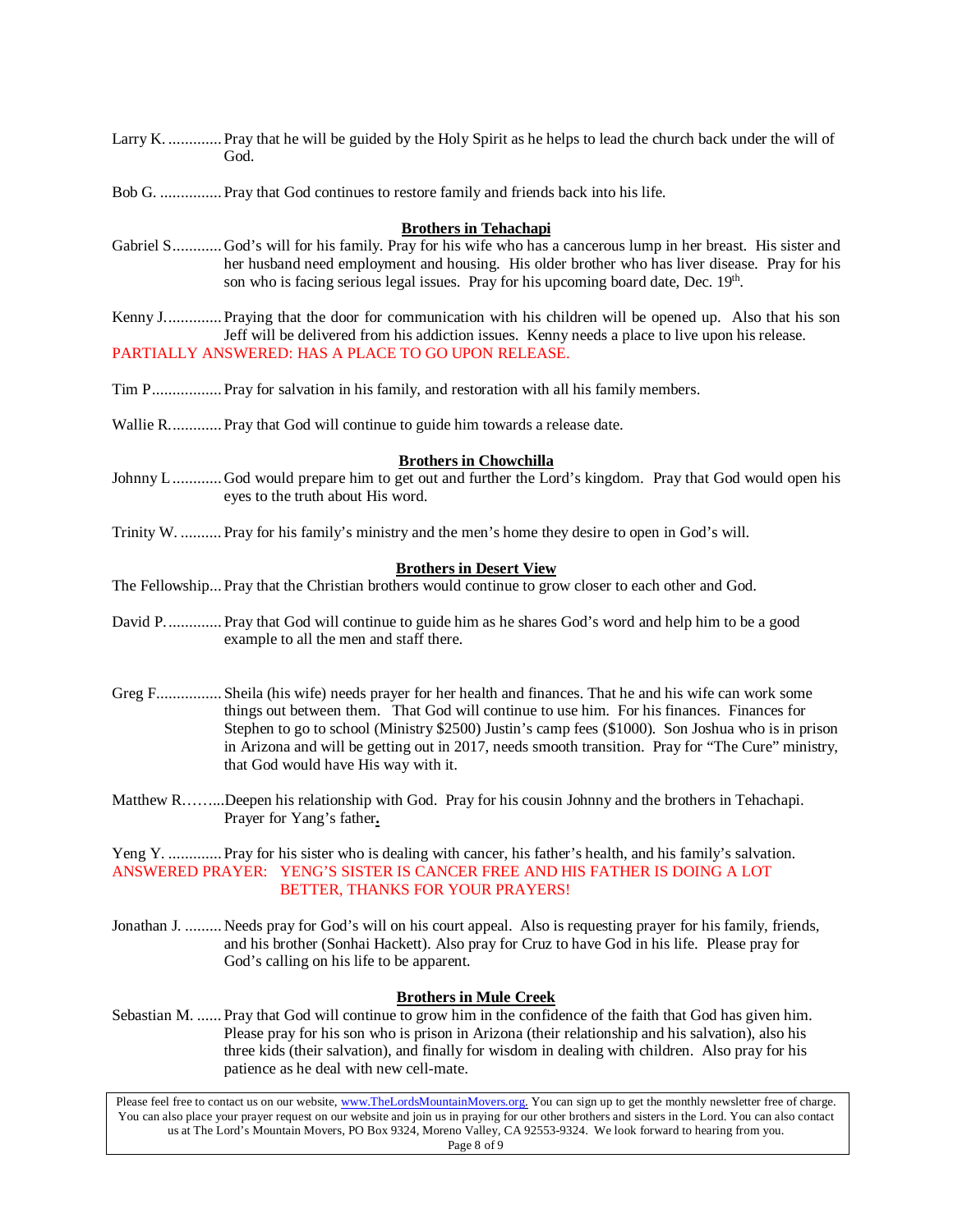Larry K. ............. Pray that he will be guided by the Holy Spirit as he helps to lead the church back under the will of God.

Bob G. ............... Pray that God continues to restore family and friends back into his life.

**Brothers in Tehachapi**

Gabriel S............ God's will for his family. Pray for his wife who has a cancerous lump in her breast. His sister and her husband need employment and housing. His older brother who has liver disease. Pray for his son who is facing serious legal issues. Pray for his upcoming board date, Dec. 19th.

Kenny J............. Praying that the door for communication with his children will be opened up. Also that his son Jeff will be delivered from his addiction issues. Kenny needs a place to live upon his release.
PARTIALLY ANSWERED: HAS A PLACE TO GO UPON RELEASE.

Tim P................. Pray for salvation in his family, and restoration with all his family members.

Wallie R............ Pray that God will continue to guide him towards a release date.

**Brothers in Chowchilla**

Johnny L............ God would prepare him to get out and further the Lord's kingdom. Pray that God would open his eyes to the truth about His word.

Trinity W. .......... Pray for his family's ministry and the men's home they desire to open in God's will.

**Brothers in Desert View**

The Fellowship... Pray that the Christian brothers would continue to grow closer to each other and God.

David P............. Pray that God will continue to guide him as he shares God's word and help him to be a good example to all the men and staff there.

Greg F................ Sheila (his wife) needs prayer for her health and finances. That he and his wife can work some things out between them. That God will continue to use him. For his finances. Finances for Stephen to go to school (Ministry $2500) Justin's camp fees ($1000). Son Joshua who is in prison in Arizona and will be getting out in 2017, needs smooth transition. Pray for "The Cure" ministry, that God would have His way with it.

Matthew R……...Deepen his relationship with God. Pray for his cousin Johnny and the brothers in Tehachapi. Prayer for Yang's father.

Yeng Y. ............. Pray for his sister who is dealing with cancer, his father's health, and his family's salvation.
ANSWERED PRAYER: YENG'S SISTER IS CANCER FREE AND HIS FATHER IS DOING A LOT BETTER, THANKS FOR YOUR PRAYERS!

Jonathan J. ......... Needs pray for God's will on his court appeal. Also is requesting prayer for his family, friends, and his brother (Sonhai Hackett). Also pray for Cruz to have God in his life. Please pray for God's calling on his life to be apparent.

**Brothers in Mule Creek**

Sebastian M. ...... Pray that God will continue to grow him in the confidence of the faith that God has given him. Please pray for his son who is prison in Arizona (their relationship and his salvation), also his three kids (their salvation), and finally for wisdom in dealing with children. Also pray for his patience as he deal with new cell-mate.

Please feel free to contact us on our website, www.TheLordsMountainMovers.org. You can sign up to get the monthly newsletter free of charge. You can also place your prayer request on our website and join us in praying for our other brothers and sisters in the Lord. You can also contact us at The Lord's Mountain Movers, PO Box 9324, Moreno Valley, CA 92553-9324. We look forward to hearing from you.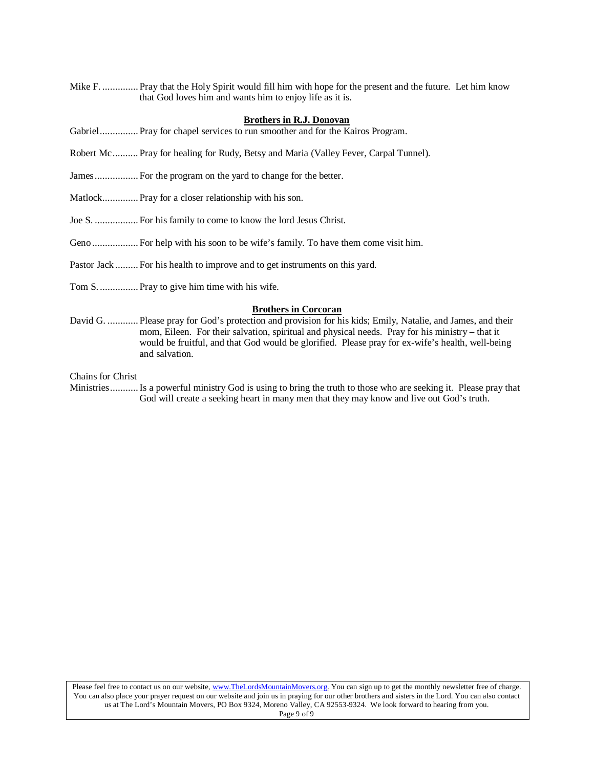Mike F. .............. Pray that the Holy Spirit would fill him with hope for the present and the future. Let him know that God loves him and wants him to enjoy life as it is.

**Brothers in R.J. Donovan**

Gabriel............... Pray for chapel services to run smoother and for the Kairos Program.

Robert Mc.......... Pray for healing for Rudy, Betsy and Maria (Valley Fever, Carpal Tunnel).

James................. For the program on the yard to change for the better.

Matlock.............. Pray for a closer relationship with his son.

Joe S. ................. For his family to come to know the lord Jesus Christ.

Geno.................. For help with his soon to be wife's family. To have them come visit him.

Pastor Jack......... For his health to improve and to get instruments on this yard.

Tom S. ............... Pray to give him time with his wife.

**Brothers in Corcoran**

David G. ............ Please pray for God's protection and provision for his kids; Emily, Natalie, and James, and their mom, Eileen. For their salvation, spiritual and physical needs. Pray for his ministry – that it would be fruitful, and that God would be glorified. Please pray for ex-wife's health, well-being and salvation.

Chains for Christ Ministries........... Is a powerful ministry God is using to bring the truth to those who are seeking it. Please pray that God will create a seeking heart in many men that they may know and live out God's truth.

Please feel free to contact us on our website, www.TheLordsMountainMovers.org. You can sign up to get the monthly newsletter free of charge. You can also place your prayer request on our website and join us in praying for our other brothers and sisters in the Lord. You can also contact us at The Lord's Mountain Movers, PO Box 9324, Moreno Valley, CA 92553-9324. We look forward to hearing from you.